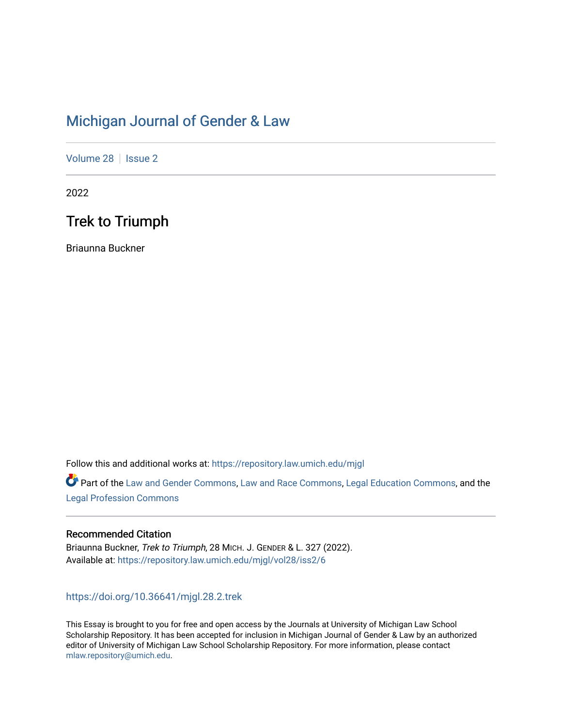# Michigan Journal of Gender & Law

Volume 28 | Issue 2

2022

## Trek to Triumph

Briaunna Buckner

Follow this and additional works at: https://repository.law.umich.edu/mjgl

Part of the Law and Gender Commons, Law and Race Commons, Legal Education Commons, and the Legal Profession Commons

### Recommended Citation

Briaunna Buckner, *Trek to Triumph*, 28 MICH. J. GENDER & L. 327 (2022).
Available at: https://repository.law.umich.edu/mjgl/vol28/iss2/6

https://doi.org/10.36641/mjgl.28.2.trek

This Essay is brought to you for free and open access by the Journals at University of Michigan Law School Scholarship Repository. It has been accepted for inclusion in Michigan Journal of Gender & Law by an authorized editor of University of Michigan Law School Scholarship Repository. For more information, please contact mlaw.repository@umich.edu.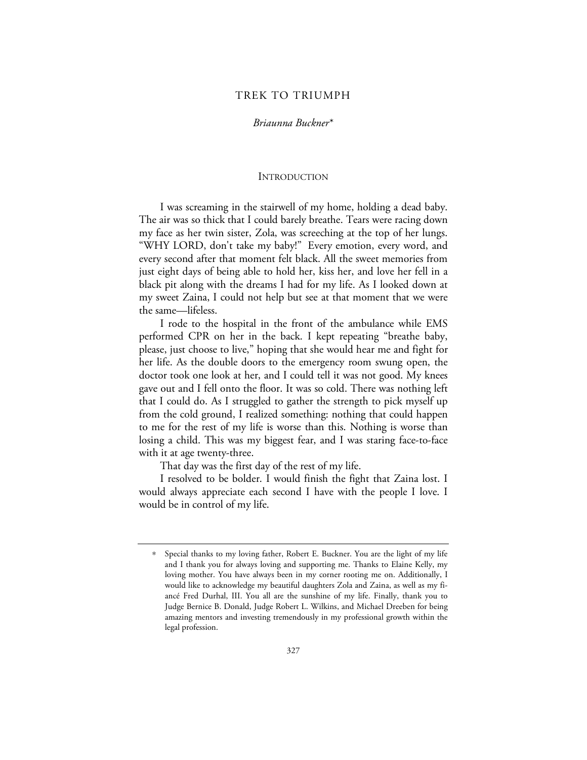# TREK TO TRIUMPH

*Briaunna Buckner\**

## INTRODUCTION

I was screaming in the stairwell of my home, holding a dead baby. The air was so thick that I could barely breathe. Tears were racing down my face as her twin sister, Zola, was screeching at the top of her lungs. "WHY LORD, don't take my baby!" Every emotion, every word, and every second after that moment felt black. All the sweet memories from just eight days of being able to hold her, kiss her, and love her fell in a black pit along with the dreams I had for my life. As I looked down at my sweet Zaina, I could not help but see at that moment that we were the same—lifeless.

I rode to the hospital in the front of the ambulance while EMS performed CPR on her in the back. I kept repeating "breathe baby, please, just choose to live," hoping that she would hear me and fight for her life. As the double doors to the emergency room swung open, the doctor took one look at her, and I could tell it was not good. My knees gave out and I fell onto the floor. It was so cold. There was nothing left that I could do. As I struggled to gather the strength to pick myself up from the cold ground, I realized something: nothing that could happen to me for the rest of my life is worse than this. Nothing is worse than losing a child. This was my biggest fear, and I was staring face-to-face with it at age twenty-three.

That day was the first day of the rest of my life.

I resolved to be bolder. I would finish the fight that Zaina lost. I would always appreciate each second I have with the people I love. I would be in control of my life.

---

\* Special thanks to my loving father, Robert E. Buckner. You are the light of my life and I thank you for always loving and supporting me. Thanks to Elaine Kelly, my loving mother. You have always been in my corner rooting me on. Additionally, I would like to acknowledge my beautiful daughters Zola and Zaina, as well as my fiancé Fred Durhal, III. You all are the sunshine of my life. Finally, thank you to Judge Bernice B. Donald, Judge Robert L. Wilkins, and Michael Dreeben for being amazing mentors and investing tremendously in my professional growth within the legal profession.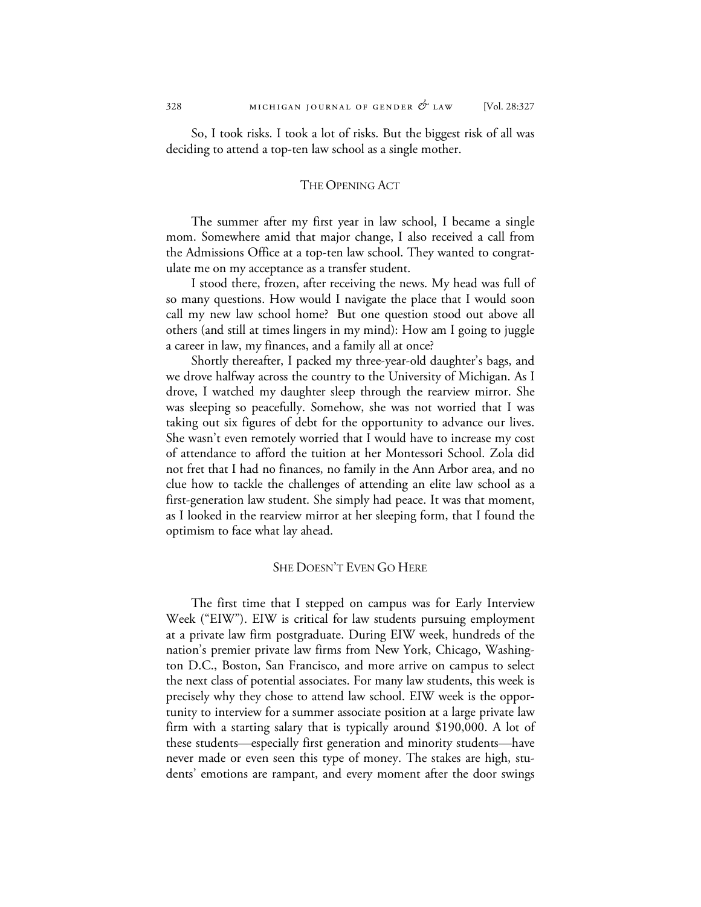So, I took risks. I took a lot of risks. But the biggest risk of all was deciding to attend a top-ten law school as a single mother.

## The Opening Act

The summer after my first year in law school, I became a single mom. Somewhere amid that major change, I also received a call from the Admissions Office at a top-ten law school. They wanted to congratulate me on my acceptance as a transfer student.

I stood there, frozen, after receiving the news. My head was full of so many questions. How would I navigate the place that I would soon call my new law school home? But one question stood out above all others (and still at times lingers in my mind): How am I going to juggle a career in law, my finances, and a family all at once?

Shortly thereafter, I packed my three-year-old daughter's bags, and we drove halfway across the country to the University of Michigan. As I drove, I watched my daughter sleep through the rearview mirror. She was sleeping so peacefully. Somehow, she was not worried that I was taking out six figures of debt for the opportunity to advance our lives. She wasn't even remotely worried that I would have to increase my cost of attendance to afford the tuition at her Montessori School. Zola did not fret that I had no finances, no family in the Ann Arbor area, and no clue how to tackle the challenges of attending an elite law school as a first-generation law student. She simply had peace. It was that moment, as I looked in the rearview mirror at her sleeping form, that I found the optimism to face what lay ahead.

## She Doesn't Even Go Here

The first time that I stepped on campus was for Early Interview Week ("EIW"). EIW is critical for law students pursuing employment at a private law firm postgraduate. During EIW week, hundreds of the nation's premier private law firms from New York, Chicago, Washington D.C., Boston, San Francisco, and more arrive on campus to select the next class of potential associates. For many law students, this week is precisely why they chose to attend law school. EIW week is the opportunity to interview for a summer associate position at a large private law firm with a starting salary that is typically around $190,000. A lot of these students—especially first generation and minority students—have never made or even seen this type of money. The stakes are high, students' emotions are rampant, and every moment after the door swings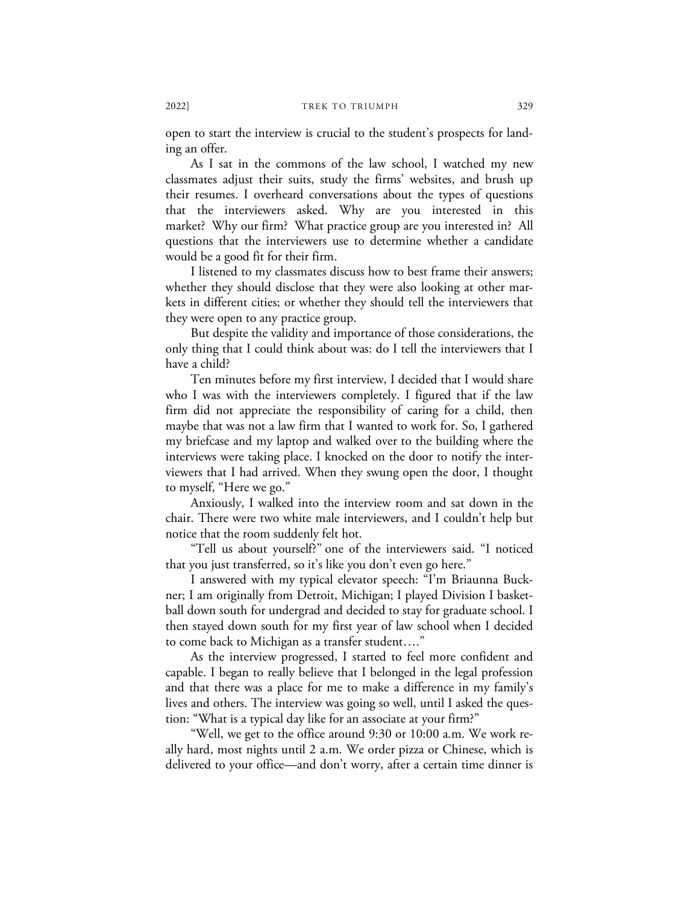open to start the interview is crucial to the student's prospects for landing an offer.

As I sat in the commons of the law school, I watched my new classmates adjust their suits, study the firms' websites, and brush up their resumes. I overheard conversations about the types of questions that the interviewers asked. Why are you interested in this market? Why our firm? What practice group are you interested in? All questions that the interviewers use to determine whether a candidate would be a good fit for their firm.

I listened to my classmates discuss how to best frame their answers; whether they should disclose that they were also looking at other markets in different cities; or whether they should tell the interviewers that they were open to any practice group.

But despite the validity and importance of those considerations, the only thing that I could think about was: do I tell the interviewers that I have a child?

Ten minutes before my first interview, I decided that I would share who I was with the interviewers completely. I figured that if the law firm did not appreciate the responsibility of caring for a child, then maybe that was not a law firm that I wanted to work for. So, I gathered my briefcase and my laptop and walked over to the building where the interviews were taking place. I knocked on the door to notify the interviewers that I had arrived. When they swung open the door, I thought to myself, "Here we go."

Anxiously, I walked into the interview room and sat down in the chair. There were two white male interviewers, and I couldn't help but notice that the room suddenly felt hot.

"Tell us about yourself?" one of the interviewers said. "I noticed that you just transferred, so it's like you don't even go here."

I answered with my typical elevator speech: "I'm Briaunna Buckner; I am originally from Detroit, Michigan; I played Division I basketball down south for undergrad and decided to stay for graduate school. I then stayed down south for my first year of law school when I decided to come back to Michigan as a transfer student…."

As the interview progressed, I started to feel more confident and capable. I began to really believe that I belonged in the legal profession and that there was a place for me to make a difference in my family's lives and others. The interview was going so well, until I asked the question: "What is a typical day like for an associate at your firm?"

"Well, we get to the office around 9:30 or 10:00 a.m. We work really hard, most nights until 2 a.m. We order pizza or Chinese, which is delivered to your office—and don't worry, after a certain time dinner is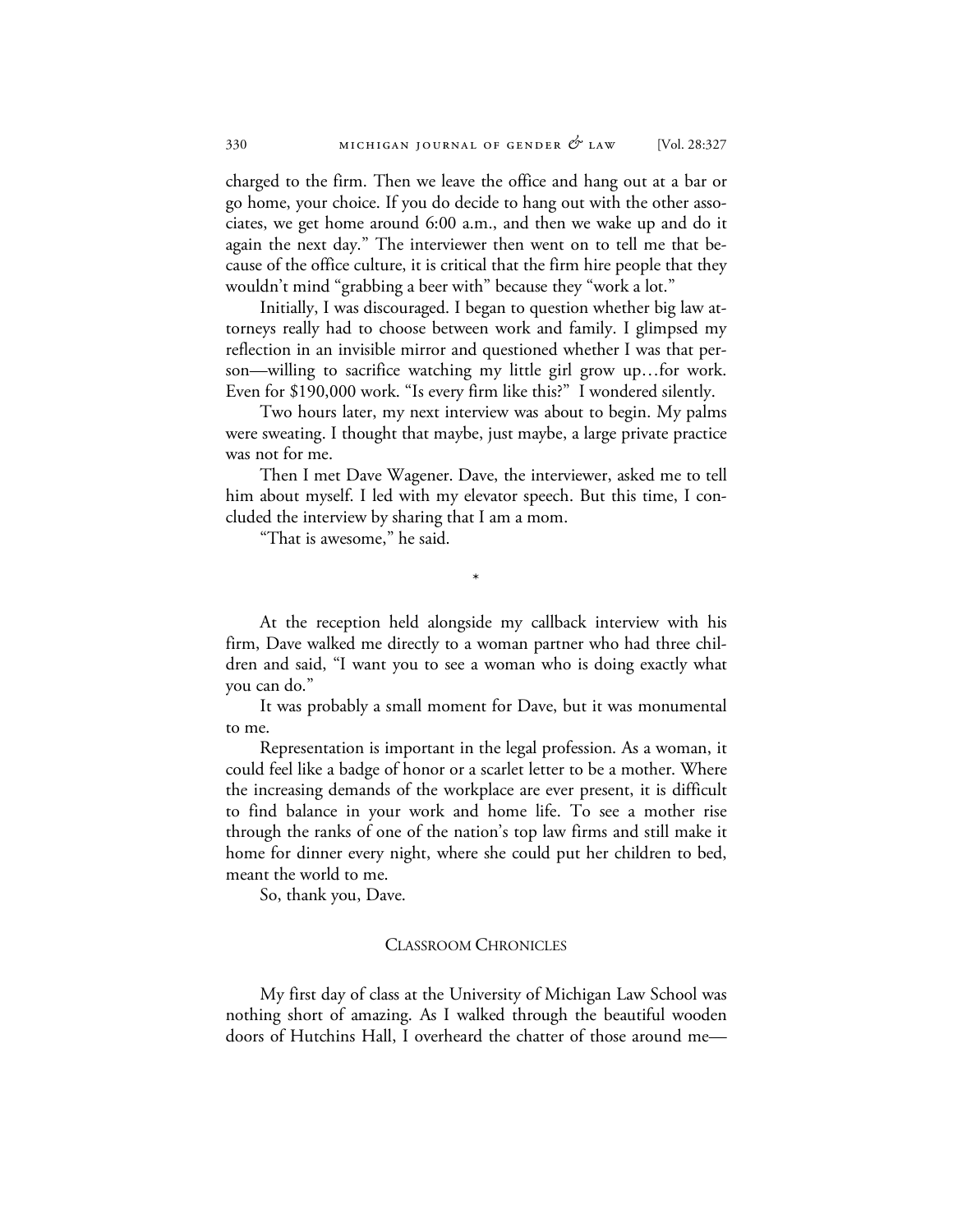charged to the firm. Then we leave the office and hang out at a bar or go home, your choice. If you do decide to hang out with the other associates, we get home around 6:00 a.m., and then we wake up and do it again the next day." The interviewer then went on to tell me that because of the office culture, it is critical that the firm hire people that they wouldn't mind "grabbing a beer with" because they "work a lot."

Initially, I was discouraged. I began to question whether big law attorneys really had to choose between work and family. I glimpsed my reflection in an invisible mirror and questioned whether I was that person—willing to sacrifice watching my little girl grow up…for work. Even for $190,000 work. "Is every firm like this?" I wondered silently.

Two hours later, my next interview was about to begin. My palms were sweating. I thought that maybe, just maybe, a large private practice was not for me.

Then I met Dave Wagener. Dave, the interviewer, asked me to tell him about myself. I led with my elevator speech. But this time, I concluded the interview by sharing that I am a mom.

"That is awesome," he said.

*

At the reception held alongside my callback interview with his firm, Dave walked me directly to a woman partner who had three children and said, "I want you to see a woman who is doing exactly what you can do."

It was probably a small moment for Dave, but it was monumental to me.

Representation is important in the legal profession. As a woman, it could feel like a badge of honor or a scarlet letter to be a mother. Where the increasing demands of the workplace are ever present, it is difficult to find balance in your work and home life. To see a mother rise through the ranks of one of the nation's top law firms and still make it home for dinner every night, where she could put her children to bed, meant the world to me.

So, thank you, Dave.

## Classroom Chronicles

My first day of class at the University of Michigan Law School was nothing short of amazing. As I walked through the beautiful wooden doors of Hutchins Hall, I overheard the chatter of those around me—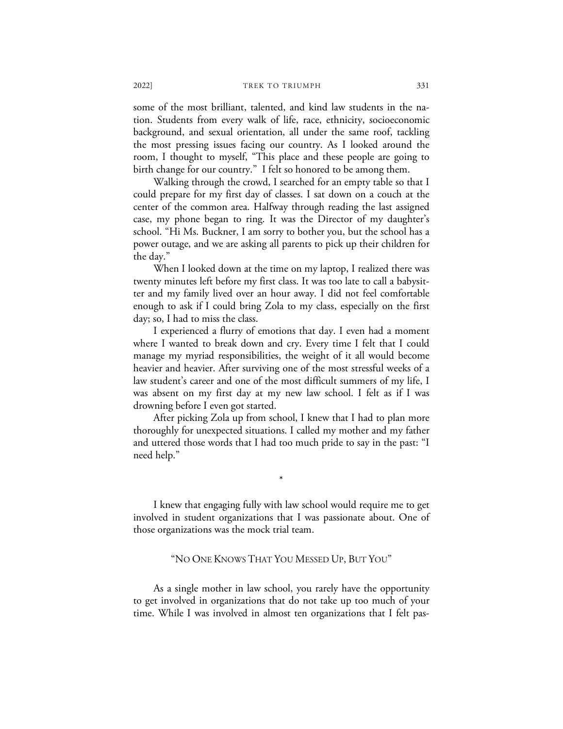some of the most brilliant, talented, and kind law students in the nation. Students from every walk of life, race, ethnicity, socioeconomic background, and sexual orientation, all under the same roof, tackling the most pressing issues facing our country. As I looked around the room, I thought to myself, "This place and these people are going to birth change for our country." I felt so honored to be among them.

Walking through the crowd, I searched for an empty table so that I could prepare for my first day of classes. I sat down on a couch at the center of the common area. Halfway through reading the last assigned case, my phone began to ring. It was the Director of my daughter's school. "Hi Ms. Buckner, I am sorry to bother you, but the school has a power outage, and we are asking all parents to pick up their children for the day."

When I looked down at the time on my laptop, I realized there was twenty minutes left before my first class. It was too late to call a babysitter and my family lived over an hour away. I did not feel comfortable enough to ask if I could bring Zola to my class, especially on the first day; so, I had to miss the class.

I experienced a flurry of emotions that day. I even had a moment where I wanted to break down and cry. Every time I felt that I could manage my myriad responsibilities, the weight of it all would become heavier and heavier. After surviving one of the most stressful weeks of a law student's career and one of the most difficult summers of my life, I was absent on my first day at my new law school. I felt as if I was drowning before I even got started.

After picking Zola up from school, I knew that I had to plan more thoroughly for unexpected situations. I called my mother and my father and uttered those words that I had too much pride to say in the past: "I need help."

*

I knew that engaging fully with law school would require me to get involved in student organizations that I was passionate about. One of those organizations was the mock trial team.

## "No One Knows That You Messed Up, But You"

As a single mother in law school, you rarely have the opportunity to get involved in organizations that do not take up too much of your time. While I was involved in almost ten organizations that I felt pas-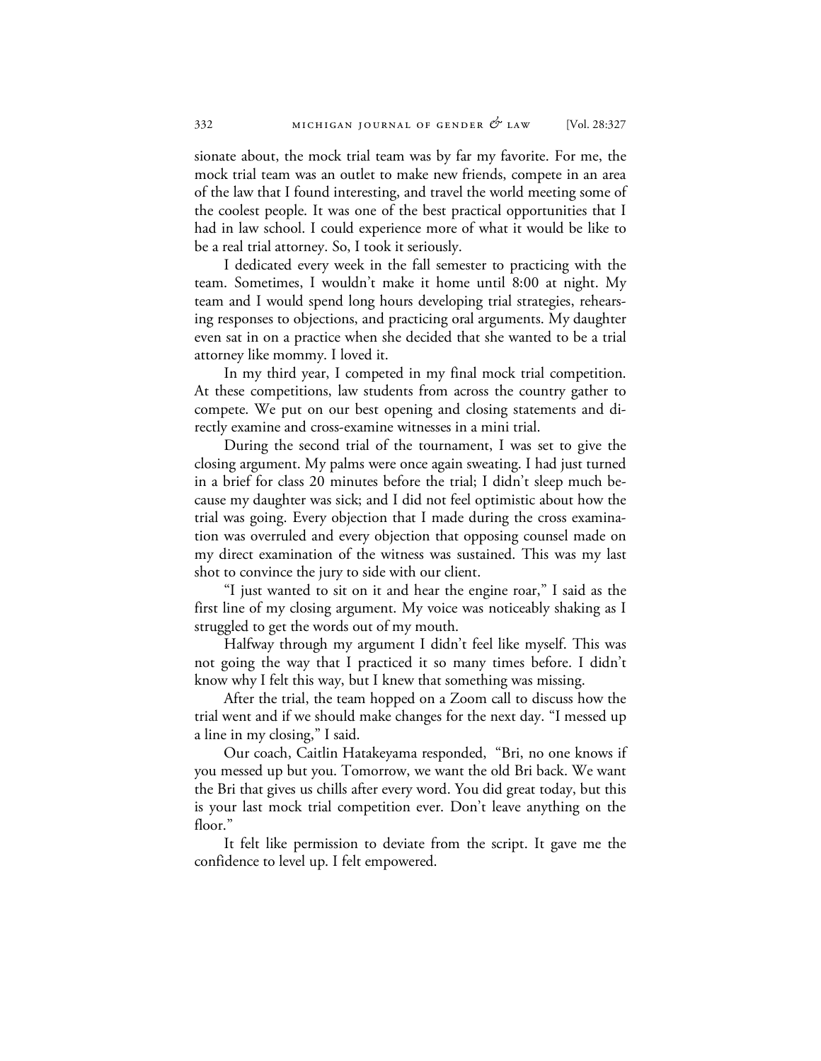sionate about, the mock trial team was by far my favorite. For me, the mock trial team was an outlet to make new friends, compete in an area of the law that I found interesting, and travel the world meeting some of the coolest people. It was one of the best practical opportunities that I had in law school. I could experience more of what it would be like to be a real trial attorney. So, I took it seriously.

I dedicated every week in the fall semester to practicing with the team. Sometimes, I wouldn't make it home until 8:00 at night. My team and I would spend long hours developing trial strategies, rehearsing responses to objections, and practicing oral arguments. My daughter even sat in on a practice when she decided that she wanted to be a trial attorney like mommy. I loved it.

In my third year, I competed in my final mock trial competition. At these competitions, law students from across the country gather to compete. We put on our best opening and closing statements and directly examine and cross-examine witnesses in a mini trial.

During the second trial of the tournament, I was set to give the closing argument. My palms were once again sweating. I had just turned in a brief for class 20 minutes before the trial; I didn't sleep much because my daughter was sick; and I did not feel optimistic about how the trial was going. Every objection that I made during the cross examination was overruled and every objection that opposing counsel made on my direct examination of the witness was sustained. This was my last shot to convince the jury to side with our client.

"I just wanted to sit on it and hear the engine roar," I said as the first line of my closing argument. My voice was noticeably shaking as I struggled to get the words out of my mouth.

Halfway through my argument I didn't feel like myself. This was not going the way that I practiced it so many times before. I didn't know why I felt this way, but I knew that something was missing.

After the trial, the team hopped on a Zoom call to discuss how the trial went and if we should make changes for the next day. "I messed up a line in my closing," I said.

Our coach, Caitlin Hatakeyama responded, "Bri, no one knows if you messed up but you. Tomorrow, we want the old Bri back. We want the Bri that gives us chills after every word. You did great today, but this is your last mock trial competition ever. Don't leave anything on the floor."

It felt like permission to deviate from the script. It gave me the confidence to level up. I felt empowered.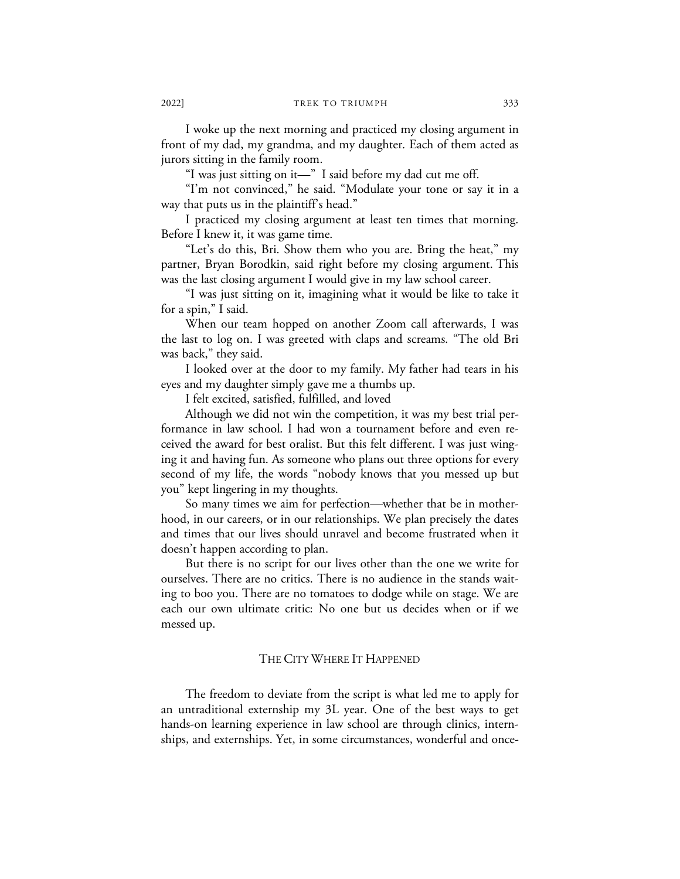I woke up the next morning and practiced my closing argument in front of my dad, my grandma, and my daughter. Each of them acted as jurors sitting in the family room.

"I was just sitting on it—" I said before my dad cut me off.

"I'm not convinced," he said. "Modulate your tone or say it in a way that puts us in the plaintiff's head."

I practiced my closing argument at least ten times that morning. Before I knew it, it was game time.

"Let's do this, Bri. Show them who you are. Bring the heat," my partner, Bryan Borodkin, said right before my closing argument. This was the last closing argument I would give in my law school career.

"I was just sitting on it, imagining what it would be like to take it for a spin," I said.

When our team hopped on another Zoom call afterwards, I was the last to log on. I was greeted with claps and screams. "The old Bri was back," they said.

I looked over at the door to my family. My father had tears in his eyes and my daughter simply gave me a thumbs up.

I felt excited, satisfied, fulfilled, and loved

Although we did not win the competition, it was my best trial performance in law school. I had won a tournament before and even received the award for best oralist. But this felt different. I was just winging it and having fun. As someone who plans out three options for every second of my life, the words "nobody knows that you messed up but you" kept lingering in my thoughts.

So many times we aim for perfection—whether that be in motherhood, in our careers, or in our relationships. We plan precisely the dates and times that our lives should unravel and become frustrated when it doesn't happen according to plan.

But there is no script for our lives other than the one we write for ourselves. There are no critics. There is no audience in the stands waiting to boo you. There are no tomatoes to dodge while on stage. We are each our own ultimate critic: No one but us decides when or if we messed up.

## THE CITY WHERE IT HAPPENED

The freedom to deviate from the script is what led me to apply for an untraditional externship my 3L year. One of the best ways to get hands-on learning experience in law school are through clinics, internships, and externships. Yet, in some circumstances, wonderful and once-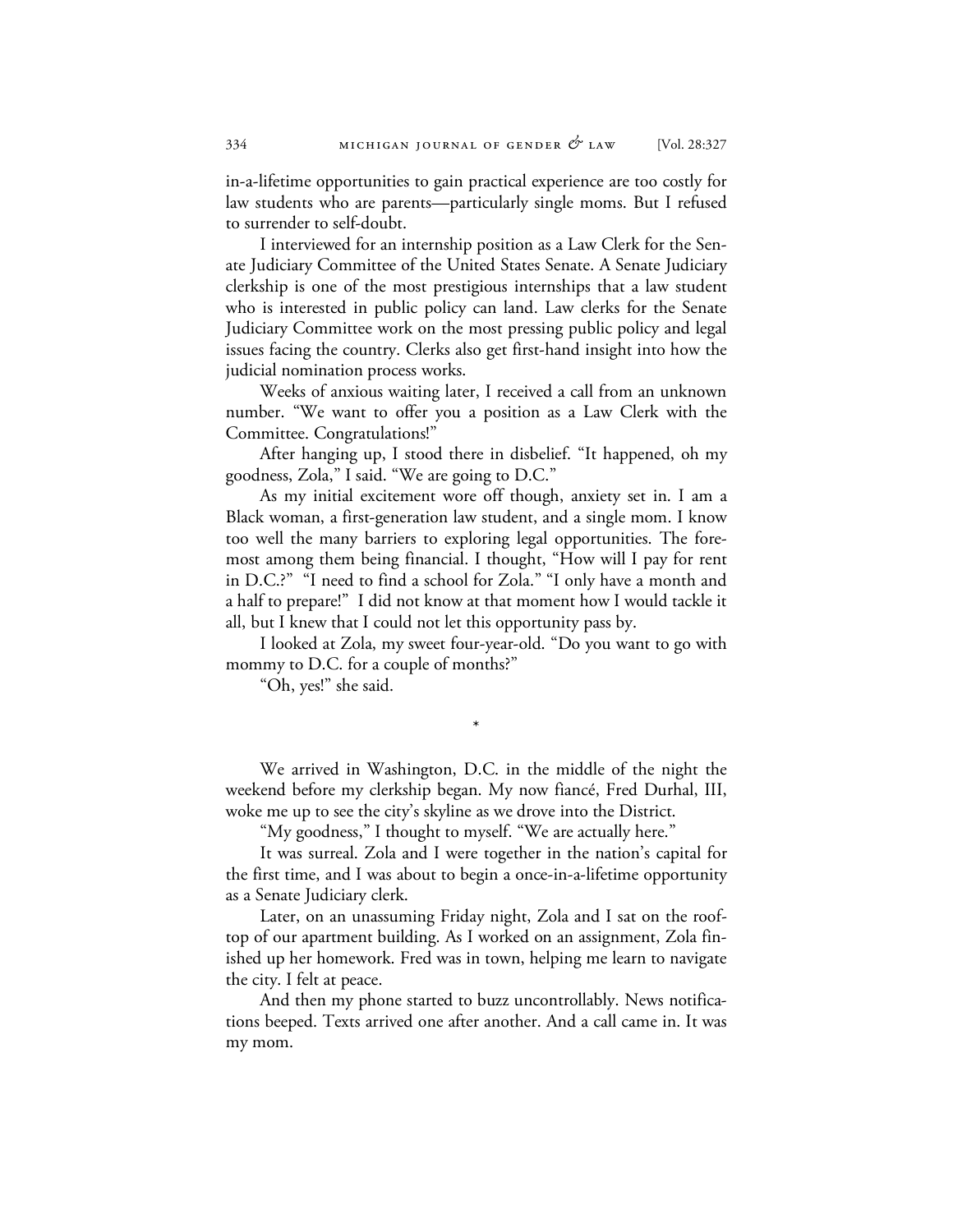in-a-lifetime opportunities to gain practical experience are too costly for law students who are parents—particularly single moms. But I refused to surrender to self-doubt.

I interviewed for an internship position as a Law Clerk for the Senate Judiciary Committee of the United States Senate. A Senate Judiciary clerkship is one of the most prestigious internships that a law student who is interested in public policy can land. Law clerks for the Senate Judiciary Committee work on the most pressing public policy and legal issues facing the country. Clerks also get first-hand insight into how the judicial nomination process works.

Weeks of anxious waiting later, I received a call from an unknown number. "We want to offer you a position as a Law Clerk with the Committee. Congratulations!"

After hanging up, I stood there in disbelief. "It happened, oh my goodness, Zola," I said. "We are going to D.C."

As my initial excitement wore off though, anxiety set in. I am a Black woman, a first-generation law student, and a single mom. I know too well the many barriers to exploring legal opportunities. The foremost among them being financial. I thought, "How will I pay for rent in D.C.?" "I need to find a school for Zola." "I only have a month and a half to prepare!" I did not know at that moment how I would tackle it all, but I knew that I could not let this opportunity pass by.

I looked at Zola, my sweet four-year-old. "Do you want to go with mommy to D.C. for a couple of months?"

"Oh, yes!" she said.

*

We arrived in Washington, D.C. in the middle of the night the weekend before my clerkship began. My now fiancé, Fred Durhal, III, woke me up to see the city's skyline as we drove into the District.

"My goodness," I thought to myself. "We are actually here."

It was surreal. Zola and I were together in the nation's capital for the first time, and I was about to begin a once-in-a-lifetime opportunity as a Senate Judiciary clerk.

Later, on an unassuming Friday night, Zola and I sat on the rooftop of our apartment building. As I worked on an assignment, Zola finished up her homework. Fred was in town, helping me learn to navigate the city. I felt at peace.

And then my phone started to buzz uncontrollably. News notifications beeped. Texts arrived one after another. And a call came in. It was my mom.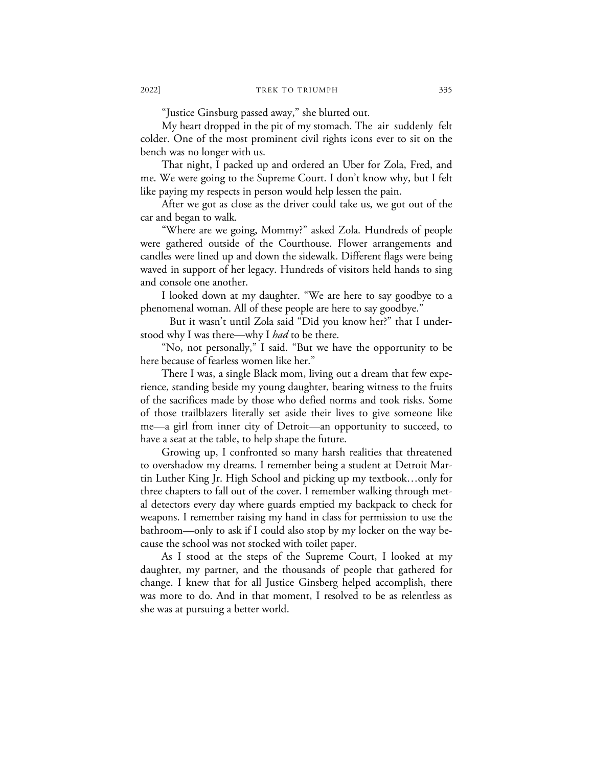"Justice Ginsburg passed away," she blurted out.

My heart dropped in the pit of my stomach. The air suddenly felt colder. One of the most prominent civil rights icons ever to sit on the bench was no longer with us.

That night, I packed up and ordered an Uber for Zola, Fred, and me. We were going to the Supreme Court. I don't know why, but I felt like paying my respects in person would help lessen the pain.

After we got as close as the driver could take us, we got out of the car and began to walk.

"Where are we going, Mommy?" asked Zola. Hundreds of people were gathered outside of the Courthouse. Flower arrangements and candles were lined up and down the sidewalk. Different flags were being waved in support of her legacy. Hundreds of visitors held hands to sing and console one another.

I looked down at my daughter. "We are here to say goodbye to a phenomenal woman. All of these people are here to say goodbye."

But it wasn't until Zola said "Did you know her?" that I understood why I was there—why I *had* to be there.

"No, not personally," I said. "But we have the opportunity to be here because of fearless women like her."

There I was, a single Black mom, living out a dream that few experience, standing beside my young daughter, bearing witness to the fruits of the sacrifices made by those who defied norms and took risks. Some of those trailblazers literally set aside their lives to give someone like me—a girl from inner city of Detroit—an opportunity to succeed, to have a seat at the table, to help shape the future.

Growing up, I confronted so many harsh realities that threatened to overshadow my dreams. I remember being a student at Detroit Martin Luther King Jr. High School and picking up my textbook…only for three chapters to fall out of the cover. I remember walking through metal detectors every day where guards emptied my backpack to check for weapons. I remember raising my hand in class for permission to use the bathroom—only to ask if I could also stop by my locker on the way because the school was not stocked with toilet paper.

As I stood at the steps of the Supreme Court, I looked at my daughter, my partner, and the thousands of people that gathered for change. I knew that for all Justice Ginsberg helped accomplish, there was more to do. And in that moment, I resolved to be as relentless as she was at pursuing a better world.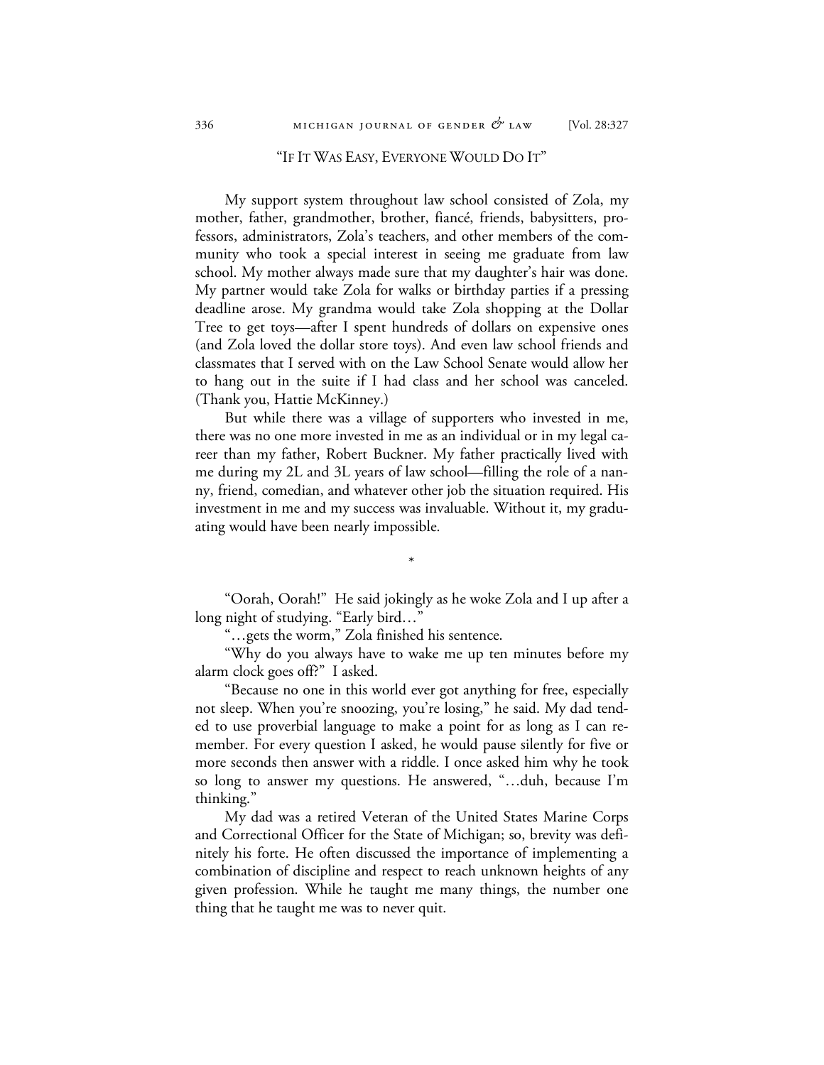## "If It Was Easy, Everyone Would Do It"

My support system throughout law school consisted of Zola, my mother, father, grandmother, brother, fiancé, friends, babysitters, professors, administrators, Zola's teachers, and other members of the community who took a special interest in seeing me graduate from law school. My mother always made sure that my daughter's hair was done. My partner would take Zola for walks or birthday parties if a pressing deadline arose. My grandma would take Zola shopping at the Dollar Tree to get toys—after I spent hundreds of dollars on expensive ones (and Zola loved the dollar store toys). And even law school friends and classmates that I served with on the Law School Senate would allow her to hang out in the suite if I had class and her school was canceled. (Thank you, Hattie McKinney.)

But while there was a village of supporters who invested in me, there was no one more invested in me as an individual or in my legal career than my father, Robert Buckner. My father practically lived with me during my 2L and 3L years of law school—filling the role of a nanny, friend, comedian, and whatever other job the situation required. His investment in me and my success was invaluable. Without it, my graduating would have been nearly impossible.

*

"Oorah, Oorah!" He said jokingly as he woke Zola and I up after a long night of studying. "Early bird…"

"…gets the worm," Zola finished his sentence.

"Why do you always have to wake me up ten minutes before my alarm clock goes off?" I asked.

"Because no one in this world ever got anything for free, especially not sleep. When you're snoozing, you're losing," he said. My dad tended to use proverbial language to make a point for as long as I can remember. For every question I asked, he would pause silently for five or more seconds then answer with a riddle. I once asked him why he took so long to answer my questions. He answered, "…duh, because I'm thinking."

My dad was a retired Veteran of the United States Marine Corps and Correctional Officer for the State of Michigan; so, brevity was definitely his forte. He often discussed the importance of implementing a combination of discipline and respect to reach unknown heights of any given profession. While he taught me many things, the number one thing that he taught me was to never quit.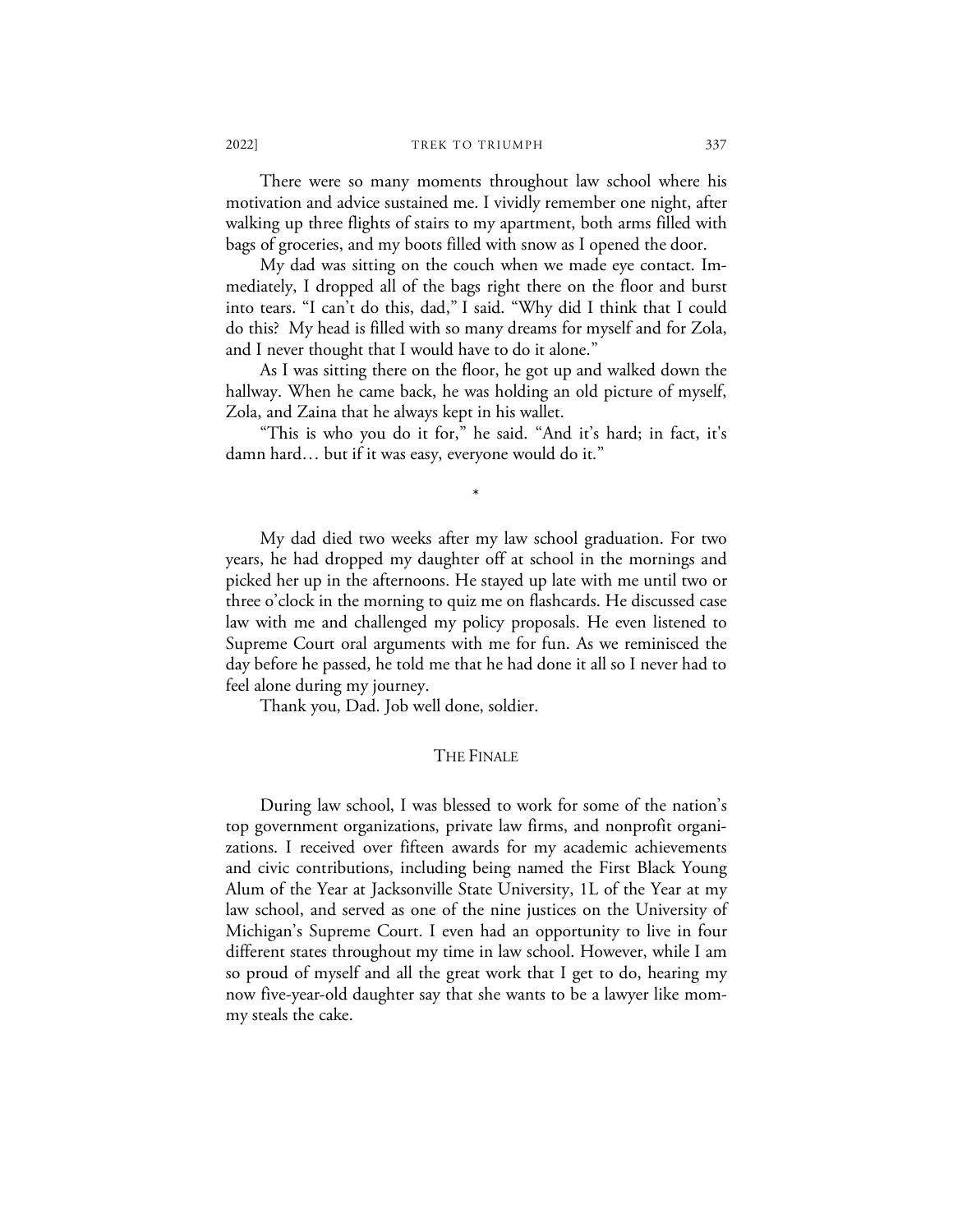There were so many moments throughout law school where his motivation and advice sustained me. I vividly remember one night, after walking up three flights of stairs to my apartment, both arms filled with bags of groceries, and my boots filled with snow as I opened the door.

My dad was sitting on the couch when we made eye contact. Immediately, I dropped all of the bags right there on the floor and burst into tears. "I can't do this, dad," I said. "Why did I think that I could do this? My head is filled with so many dreams for myself and for Zola, and I never thought that I would have to do it alone."

As I was sitting there on the floor, he got up and walked down the hallway. When he came back, he was holding an old picture of myself, Zola, and Zaina that he always kept in his wallet.

"This is who you do it for," he said. "And it's hard; in fact, it's damn hard… but if it was easy, everyone would do it."

*

My dad died two weeks after my law school graduation. For two years, he had dropped my daughter off at school in the mornings and picked her up in the afternoons. He stayed up late with me until two or three o'clock in the morning to quiz me on flashcards. He discussed case law with me and challenged my policy proposals. He even listened to Supreme Court oral arguments with me for fun. As we reminisced the day before he passed, he told me that he had done it all so I never had to feel alone during my journey.

Thank you, Dad. Job well done, soldier.

## The Finale

During law school, I was blessed to work for some of the nation's top government organizations, private law firms, and nonprofit organizations. I received over fifteen awards for my academic achievements and civic contributions, including being named the First Black Young Alum of the Year at Jacksonville State University, 1L of the Year at my law school, and served as one of the nine justices on the University of Michigan's Supreme Court. I even had an opportunity to live in four different states throughout my time in law school. However, while I am so proud of myself and all the great work that I get to do, hearing my now five-year-old daughter say that she wants to be a lawyer like mommy steals the cake.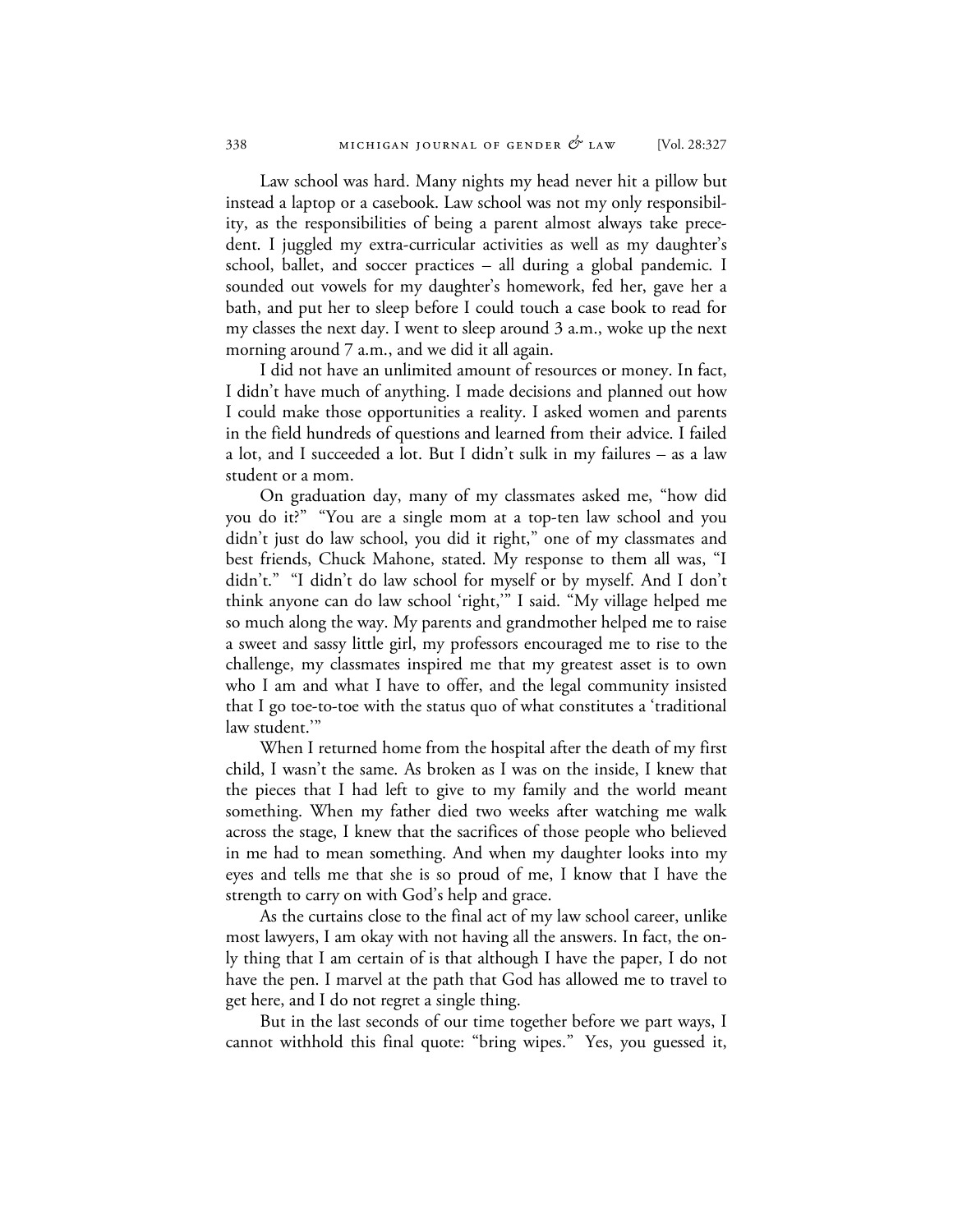Law school was hard. Many nights my head never hit a pillow but instead a laptop or a casebook. Law school was not my only responsibility, as the responsibilities of being a parent almost always take precedent. I juggled my extra-curricular activities as well as my daughter's school, ballet, and soccer practices – all during a global pandemic. I sounded out vowels for my daughter's homework, fed her, gave her a bath, and put her to sleep before I could touch a case book to read for my classes the next day. I went to sleep around 3 a.m., woke up the next morning around 7 a.m., and we did it all again.

I did not have an unlimited amount of resources or money. In fact, I didn't have much of anything. I made decisions and planned out how I could make those opportunities a reality. I asked women and parents in the field hundreds of questions and learned from their advice. I failed a lot, and I succeeded a lot. But I didn't sulk in my failures – as a law student or a mom.

On graduation day, many of my classmates asked me, "how did you do it?" "You are a single mom at a top-ten law school and you didn't just do law school, you did it right," one of my classmates and best friends, Chuck Mahone, stated. My response to them all was, "I didn't." "I didn't do law school for myself or by myself. And I don't think anyone can do law school 'right,'" I said. "My village helped me so much along the way. My parents and grandmother helped me to raise a sweet and sassy little girl, my professors encouraged me to rise to the challenge, my classmates inspired me that my greatest asset is to own who I am and what I have to offer, and the legal community insisted that I go toe-to-toe with the status quo of what constitutes a 'traditional law student.'"

When I returned home from the hospital after the death of my first child, I wasn't the same. As broken as I was on the inside, I knew that the pieces that I had left to give to my family and the world meant something. When my father died two weeks after watching me walk across the stage, I knew that the sacrifices of those people who believed in me had to mean something. And when my daughter looks into my eyes and tells me that she is so proud of me, I know that I have the strength to carry on with God's help and grace.

As the curtains close to the final act of my law school career, unlike most lawyers, I am okay with not having all the answers. In fact, the only thing that I am certain of is that although I have the paper, I do not have the pen. I marvel at the path that God has allowed me to travel to get here, and I do not regret a single thing.

But in the last seconds of our time together before we part ways, I cannot withhold this final quote: "bring wipes." Yes, you guessed it,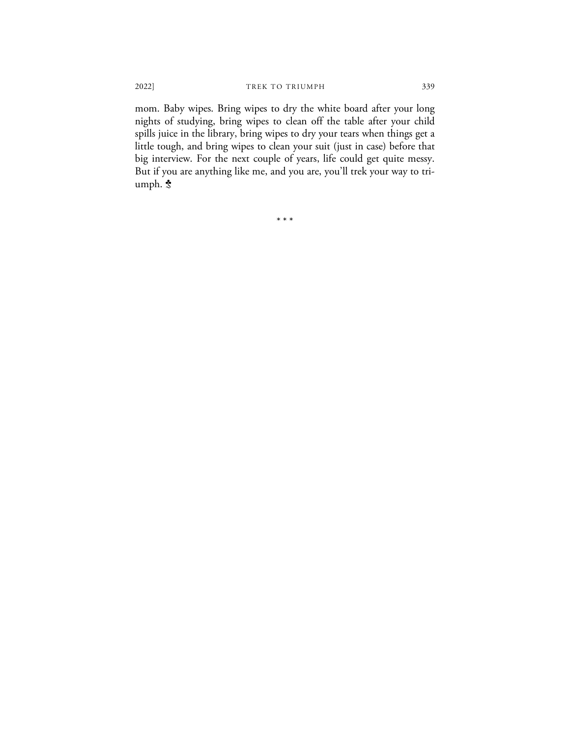mom. Baby wipes. Bring wipes to dry the white board after your long nights of studying, bring wipes to clean off the table after your child spills juice in the library, bring wipes to dry your tears when things get a little tough, and bring wipes to clean your suit (just in case) before that big interview. For the next couple of years, life could get quite messy. But if you are anything like me, and you are, you'll trek your way to triumph. ☘

\* \* \*